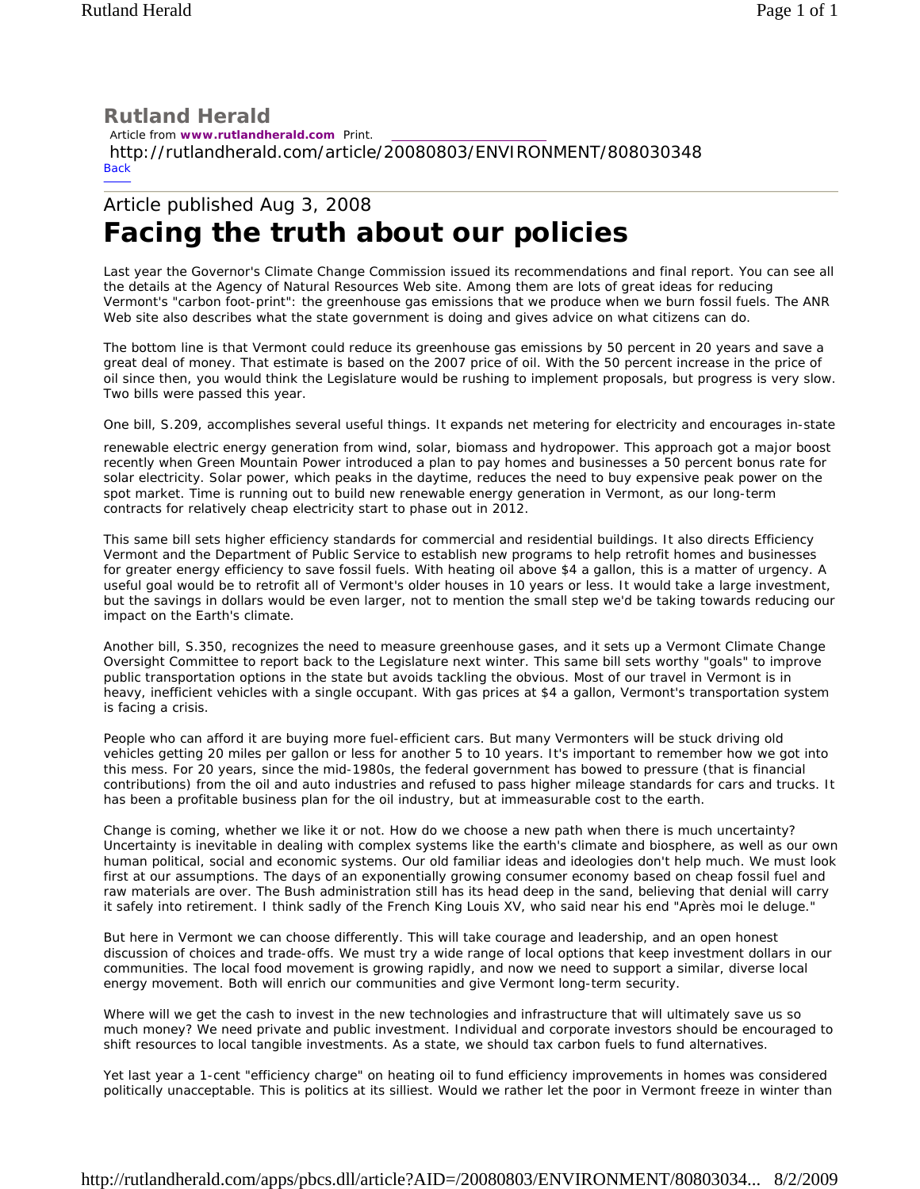# Rutland Herald

Article from **www.rutlandherald.com** Print.

http://rutlandherald.com/article/20080803/ENVIRONMENT/808030348

Back

---

Article published Aug 3, 2008

# Facing the truth about our policies

Last year the Governor's Climate Change Commission issued its recommendations and final report. You can see all the details at the Agency of Natural Resources Web site. Among them are lots of great ideas for reducing Vermont's "carbon foot-print": the greenhouse gas emissions that we produce when we burn fossil fuels. The ANR Web site also describes what the state government is doing and gives advice on what citizens can do.

The bottom line is that Vermont could reduce its greenhouse gas emissions by 50 percent in 20 years and save a great deal of money. That estimate is based on the 2007 price of oil. With the 50 percent increase in the price of oil since then, you would think the Legislature would be rushing to implement proposals, but progress is very slow. Two bills were passed this year.

One bill, S.209, accomplishes several useful things. It expands net metering for electricity and encourages in-state renewable electric energy generation from wind, solar, biomass and hydropower. This approach got a major boost recently when Green Mountain Power introduced a plan to pay homes and businesses a 50 percent bonus rate for solar electricity. Solar power, which peaks in the daytime, reduces the need to buy expensive peak power on the spot market. Time is running out to build new renewable energy generation in Vermont, as our long-term contracts for relatively cheap electricity start to phase out in 2012.

This same bill sets higher efficiency standards for commercial and residential buildings. It also directs Efficiency Vermont and the Department of Public Service to establish new programs to help retrofit homes and businesses for greater energy efficiency to save fossil fuels. With heating oil above $4 a gallon, this is a matter of urgency. A useful goal would be to retrofit all of Vermont's older houses in 10 years or less. It would take a large investment, but the savings in dollars would be even larger, not to mention the small step we'd be taking towards reducing our impact on the Earth's climate.

Another bill, S.350, recognizes the need to measure greenhouse gases, and it sets up a Vermont Climate Change Oversight Committee to report back to the Legislature next winter. This same bill sets worthy "goals" to improve public transportation options in the state but avoids tackling the obvious. Most of our travel in Vermont is in heavy, inefficient vehicles with a single occupant. With gas prices at $4 a gallon, Vermont's transportation system is facing a crisis.

People who can afford it are buying more fuel-efficient cars. But many Vermonters will be stuck driving old vehicles getting 20 miles per gallon or less for another 5 to 10 years. It's important to remember how we got into this mess. For 20 years, since the mid-1980s, the federal government has bowed to pressure (that is financial contributions) from the oil and auto industries and refused to pass higher mileage standards for cars and trucks. It has been a profitable business plan for the oil industry, but at immeasurable cost to the earth.

Change is coming, whether we like it or not. How do we choose a new path when there is much uncertainty? Uncertainty is inevitable in dealing with complex systems like the earth's climate and biosphere, as well as our own human political, social and economic systems. Our old familiar ideas and ideologies don't help much. We must look first at our assumptions. The days of an exponentially growing consumer economy based on cheap fossil fuel and raw materials are over. The Bush administration still has its head deep in the sand, believing that denial will carry it safely into retirement. I think sadly of the French King Louis XV, who said near his end "Après moi le deluge."

But here in Vermont we can choose differently. This will take courage and leadership, and an open honest discussion of choices and trade-offs. We must try a wide range of local options that keep investment dollars in our communities. The local food movement is growing rapidly, and now we need to support a similar, diverse local energy movement. Both will enrich our communities and give Vermont long-term security.

Where will we get the cash to invest in the new technologies and infrastructure that will ultimately save us so much money? We need private and public investment. Individual and corporate investors should be encouraged to shift resources to local tangible investments. As a state, we should tax carbon fuels to fund alternatives.

Yet last year a 1-cent "efficiency charge" on heating oil to fund efficiency improvements in homes was considered politically unacceptable. This is politics at its silliest. Would we rather let the poor in Vermont freeze in winter than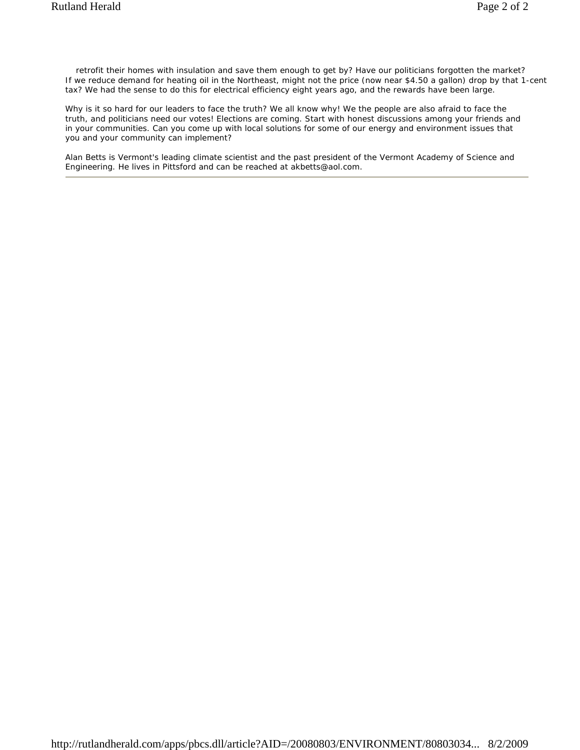retrofit their homes with insulation and save them enough to get by? Have our politicians forgotten the market? If we reduce demand for heating oil in the Northeast, might not the price (now near $4.50 a gallon) drop by that 1-cent tax? We had the sense to do this for electrical efficiency eight years ago, and the rewards have been large.

Why is it so hard for our leaders to face the truth? We all know why! We the people are also afraid to face the truth, and politicians need our votes! Elections are coming. Start with honest discussions among your friends and in your communities. Can you come up with local solutions for some of our energy and environment issues that you and your community can implement?

Alan Betts is Vermont's leading climate scientist and the past president of the Vermont Academy of Science and Engineering. He lives in Pittsford and can be reached at akbetts@aol.com.